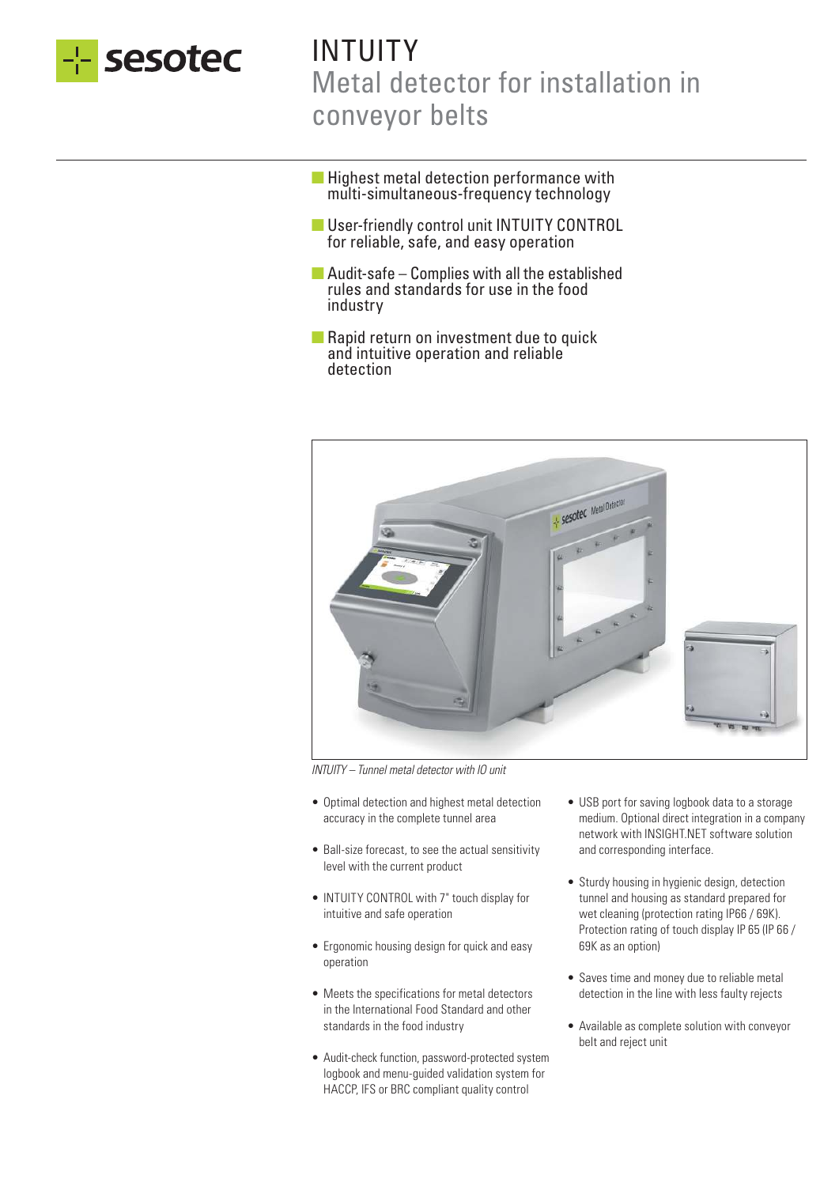# INTUITY

## Metal detector for installation in conveyor belts

- Highest metal detection performance with multi-simultaneous-frequency technology
- User-friendly control unit INTUITY CONTROL for reliable, safe, and easy operation
- Audit-safe – Complies with all the established rules and standards for use in the food industry
- Rapid return on investment due to quick and intuitive operation and reliable detection

*INTUITY – Tunnel metal detector with IO unit*

- Optimal detection and highest metal detection accuracy in the complete tunnel area
- Ball-size forecast, to see the actual sensitivity level with the current product
- INTUITY CONTROL with 7" touch display for intuitive and safe operation
- Ergonomic housing design for quick and easy operation
- Meets the specifications for metal detectors in the International Food Standard and other standards in the food industry
- Audit-check function, password-protected system logbook and menu-guided validation system for HACCP, IFS or BRC compliant quality control
- USB port for saving logbook data to a storage medium. Optional direct integration in a company network with INSIGHT.NET software solution and corresponding interface.
- Sturdy housing in hygienic design, detection tunnel and housing as standard prepared for wet cleaning (protection rating IP66 / 69K). Protection rating of touch display IP 65 (IP 66 / 69K as an option)
- Saves time and money due to reliable metal detection in the line with less faulty rejects
- Available as complete solution with conveyor belt and reject unit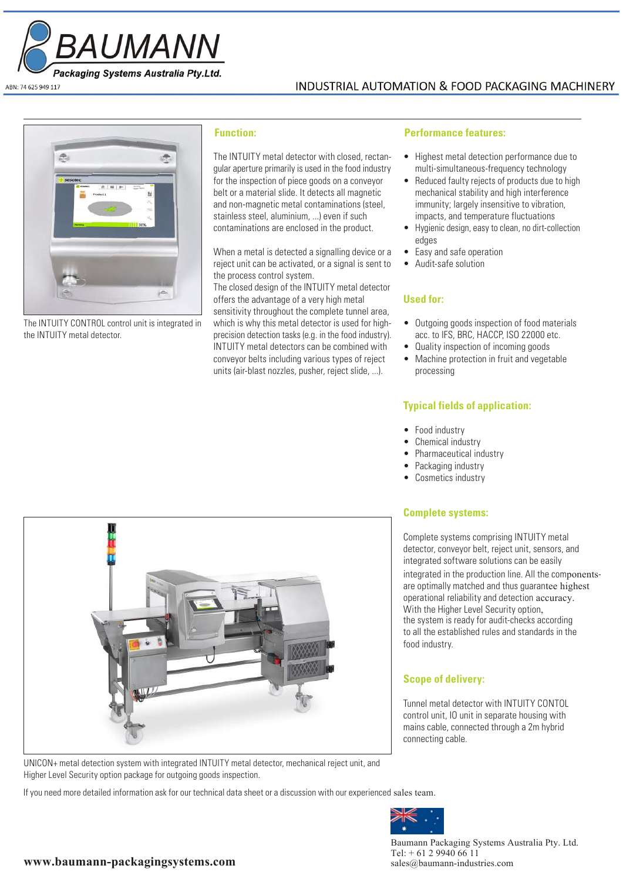INDUSTRIAL AUTOMATION & FOOD PACKAGING MACHINERY

The INTUITY CONTROL control unit is integrated in the INTUITY metal detector.

## Function:

The INTUITY metal detector with closed, rectangular aperture primarily is used in the food industry for the inspection of piece goods on a conveyor belt or a material slide. It detects all magnetic and non-magnetic metal contaminations (steel, stainless steel, aluminium, ...) even if such contaminations are enclosed in the product.

When a metal is detected a signalling device or a reject unit can be activated, or a signal is sent to the process control system.
The closed design of the INTUITY metal detector offers the advantage of a very high metal sensitivity throughout the complete tunnel area, which is why this metal detector is used for high-precision detection tasks (e.g. in the food industry). INTUITY metal detectors can be combined with conveyor belts including various types of reject units (air-blast nozzles, pusher, reject slide, ...).

## Performance features:

- Highest metal detection performance due to multi-simultaneous-frequency technology
- Reduced faulty rejects of products due to high mechanical stability and high interference immunity; largely insensitive to vibration, impacts, and temperature fluctuations
- Hygienic design, easy to clean, no dirt-collection edges
- Easy and safe operation
- Audit-safe solution

## Used for:

- Outgoing goods inspection of food materials acc. to IFS, BRC, HACCP, ISO 22000 etc.
- Quality inspection of incoming goods
- Machine protection in fruit and vegetable processing

## Typical fields of application:

- Food industry
- Chemical industry
- Pharmaceutical industry
- Packaging industry
- Cosmetics industry

## Complete systems:

Complete systems comprising INTUITY metal detector, conveyor belt, reject unit, sensors, and integrated software solutions can be easily integrated in the production line. All the components are optimally matched and thus guarantee highest operational reliability and detection accuracy.
With the Higher Level Security option,
the system is ready for audit-checks according to all the established rules and standards in the food industry.

## Scope of delivery:

Tunnel metal detector with INTUITY CONTOL control unit, IO unit in separate housing with mains cable, connected through a 2m hybrid connecting cable.

UNICON+ metal detection system with integrated INTUITY metal detector, mechanical reject unit, and Higher Level Security option package for outgoing goods inspection.

If you need more detailed information ask for our technical data sheet or a discussion with our experienced sales team.

**www.baumann-packagingsystems.com**

Baumann Packaging Systems Australia Pty. Ltd.
Tel: + 61 2 9940 66 11
sales@baumann-industries.com